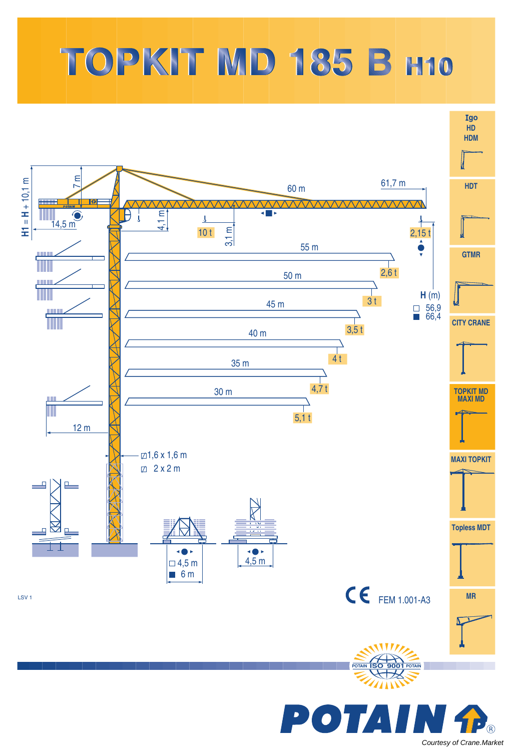# TOPKIT MD 185 B H10

H1 = H + 10,1 m

7 m

14,5 m

4,1 m

3,1 m

10 t

60 m

61,7 m

2,15 t

55 m — 2,6 t

50 m — 3 t

45 m — 3,5 t

40 m — 4 t

35 m — 4,7 t

30 m — 5,1 t

12 m

**H** (m)

| | H (m) |
|---|---|
| □ | 56,9 |
| ■ | 66,4 |

⊠ 1,6 x 1,6 m

⊠ 2 x 2 m

□ 4,5 m

■ 6 m

4,5 m

LSV 1

CE FEM 1.001-A3

Igo HD HDM

HDT

GTMR

CITY CRANE

TOPKIT MD MAXI MD

MAXI TOPKIT

Topless MDT

MR

POTAIN ISO 9001 POTAIN

POTAIN

*Courtesy of Crane.Market*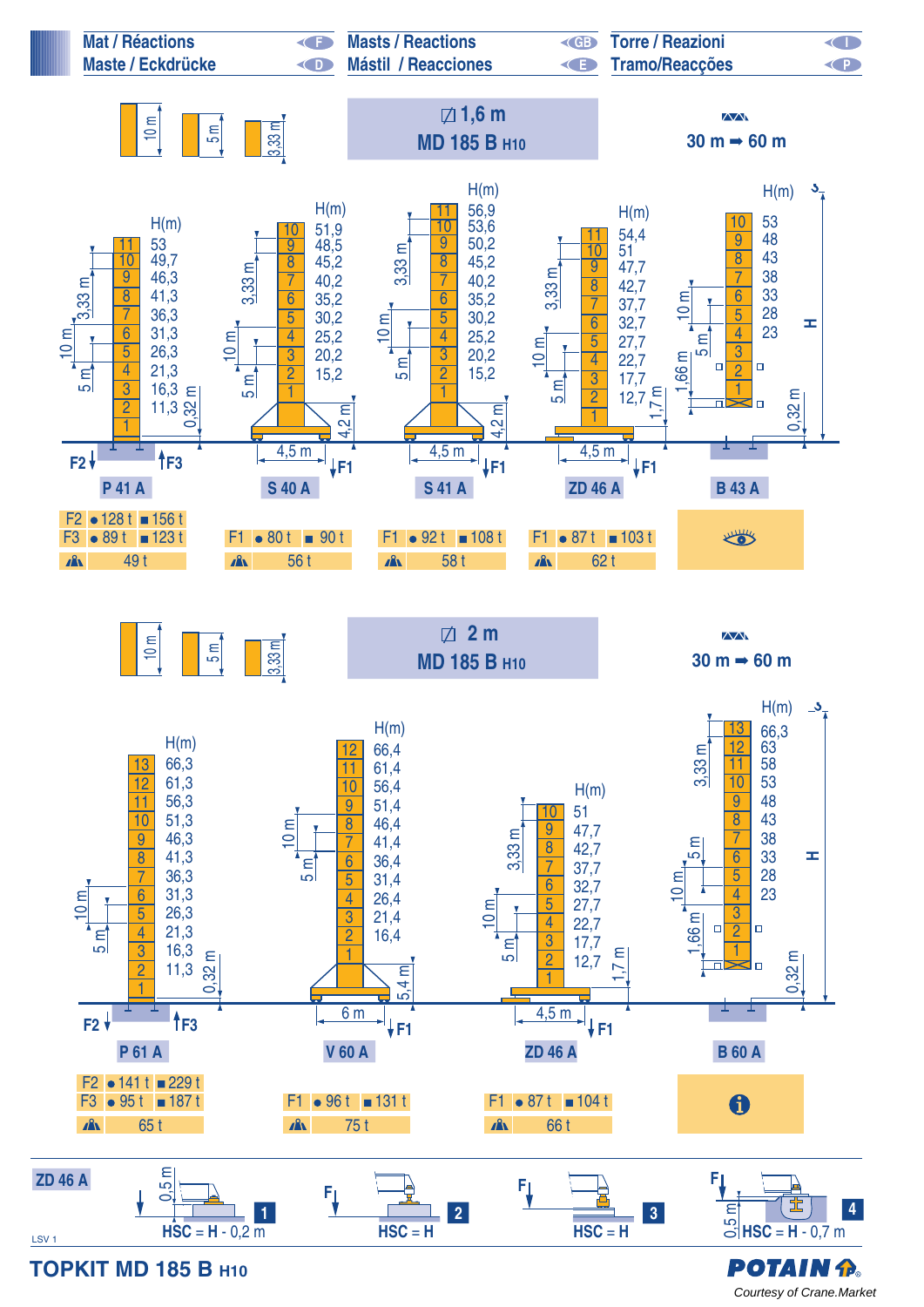# Mat / Réactions — Masts / Reactions — Torre / Reazioni
# Maste / Eckdrücke — Mástil / Reacciones — Tramo/Reacções

10 m — 5 m — 3,33 m

## 1,6 m MD 185 B H10

30 m ➡ 60 m

### P 41 A

| H(m) |
|---|
| 11: 53 |
| 10: 49,7 |
| 9: 46,3 |
| 8: 41,3 |
| 7: 36,3 |
| 6: 31,3 |
| 5: 26,3 |
| 4: 21,3 |
| 3: 16,3 |
| 2: 11,3 |
| 1 |

0,32 m

| | ● | ■ |
|---|---|---|
| F2 | 128 t | 156 t |
| F3 | 89 t | 123 t |
| | 49 t | |

### S 40 A

| H(m) |
|---|
| 10: 51,9 |
| 9: 48,5 |
| 8: 45,2 |
| 7: 40,2 |
| 6: 35,2 |
| 5: 30,2 |
| 4: 25,2 |
| 3: 20,2 |
| 2: 15,2 |
| 1 |

4,2 m — 4,5 m

| | ● | ■ |
|---|---|---|
| F1 | 80 t | 90 t |
| | 56 t | |

### S 41 A

| H(m) |
|---|
| 11: 56,9 |
| 10: 53,6 |
| 9: 50,2 |
| 8: 45,2 |
| 7: 40,2 |
| 6: 35,2 |
| 5: 30,2 |
| 4: 25,2 |
| 3: 20,2 |
| 2: 15,2 |
| 1 |

4,2 m — 4,5 m

| | ● | ■ |
|---|---|---|
| F1 | 92 t | 108 t |
| | 58 t | |

### ZD 46 A

| H(m) |
|---|
| 11: 54,4 |
| 10: 51 |
| 9: 47,7 |
| 8: 42,7 |
| 7: 37,7 |
| 6: 32,7 |
| 5: 27,7 |
| 4: 22,7 |
| 3: 17,7 |
| 2: 12,7 |
| 1 |

1,7 m — 4,5 m

| | ● | ■ |
|---|---|---|
| F1 | 87 t | 103 t |
| | 62 t | |

### B 43 A

| H(m) |
|---|
| 10: 53 |
| 9: 48 |
| 8: 43 |
| 7: 38 |
| 6: 33 |
| 5: 28 |
| 4: 23 |
| 3 |
| 2 |
| 1 |

1,66 m — 0,32 m — H

## 2 m MD 185 B H10

30 m ➡ 60 m

### P 61 A

| H(m) |
|---|
| 13: 66,3 |
| 12: 61,3 |
| 11: 56,3 |
| 10: 51,3 |
| 9: 46,3 |
| 8: 41,3 |
| 7: 36,3 |
| 6: 31,3 |
| 5: 26,3 |
| 4: 21,3 |
| 3: 16,3 |
| 2: 11,3 |
| 1 |

0,32 m

| | ● | ■ |
|---|---|---|
| F2 | 141 t | 229 t |
| F3 | 95 t | 187 t |
| | 65 t | |

### V 60 A

| H(m) |
|---|
| 12: 66,4 |
| 11: 61,4 |
| 10: 56,4 |
| 9: 51,4 |
| 8: 46,4 |
| 7: 41,4 |
| 6: 36,4 |
| 5: 31,4 |
| 4: 26,4 |
| 3: 21,4 |
| 2: 16,4 |
| 1 |

5,4 m — 6 m

| | ● | ■ |
|---|---|---|
| F1 | 96 t | 131 t |
| | 75 t | |

### ZD 46 A

| H(m) |
|---|
| 10: 51 |
| 9: 47,7 |
| 8: 42,7 |
| 7: 37,7 |
| 6: 32,7 |
| 5: 27,7 |
| 4: 22,7 |
| 3: 17,7 |
| 2: 12,7 |
| 1 |

1,7 m — 4,5 m

| | ● | ■ |
|---|---|---|
| F1 | 87 t | 104 t |
| | 66 t | |

### B 60 A

| H(m) |
|---|
| 13: 66,3 |
| 12: 63 |
| 11: 58 |
| 10: 53 |
| 9: 48 |
| 8: 43 |
| 7: 38 |
| 6: 33 |
| 5: 28 |
| 4: 23 |
| 3 |
| 2 |
| 1 |

1,66 m — 0,32 m — H

## ZD 46 A

1. 0,5 m — HSC = H - 0,2 m
2. F — HSC = H
3. F — HSC = H
4. F — 0,5 m — HSC = H - 0,7 m

LSV 1

**TOPKIT MD 185 B H10**

POTAIN

Courtesy of Crane.Market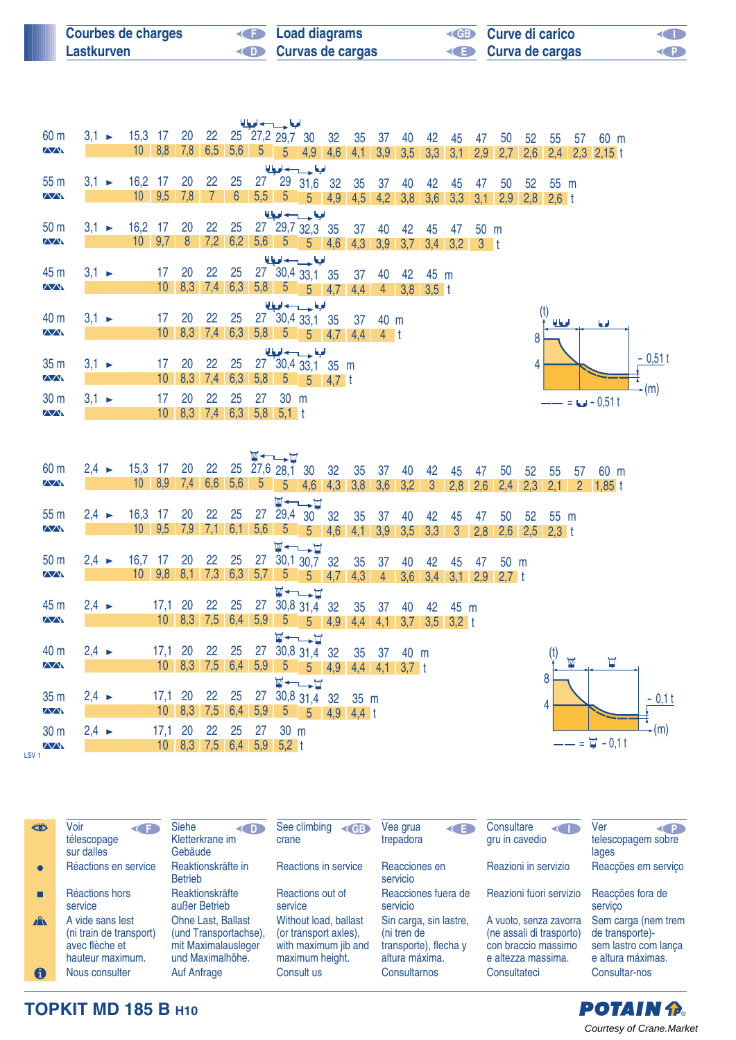# Courbes de charges / Lastkurven / Load diagrams / Curvas de cargas / Curve di carico / Curva de cargas

| Jib | | | | | | | | | | | | | | | | | | | | | | | | |
|---|---|---|---|---|---|---|---|---|---|---|---|---|---|---|---|---|---|---|---|---|---|---|---|---|
| 60 m | 3,1 ► | 15,3 | 17 | 20 | 22 | 25 | 27,2 | 29,7 | 30 | 32 | 35 | 37 | 40 | 42 | 45 | 47 | 50 | 52 | 55 | 57 | 60 m |
| | | 10 | 8,8 | 7,8 | 6,5 | 5,6 | 5 | 5 | 4,9 | 4,6 | 4,1 | 3,9 | 3,5 | 3,3 | 3,1 | 2,9 | 2,7 | 2,6 | 2,4 | 2,3 | 2,15 t |
| 55 m | 3,1 ► | 16,2 | 17 | 20 | 22 | 25 | 27 | 29 | 31,6 | 32 | 35 | 37 | 40 | 42 | 45 | 47 | 50 | 52 | 55 m |
| | | 10 | 9,5 | 7,8 | 7 | 6 | 5,5 | 5 | 5 | 4,9 | 4,5 | 4,2 | 3,8 | 3,6 | 3,3 | 3,1 | 2,9 | 2,8 | 2,6 t |
| 50 m | 3,1 ► | 16,2 | 17 | 20 | 22 | 25 | 27 | 29,7 | 32,3 | 35 | 37 | 40 | 42 | 45 | 47 | 50 m |
| | | 10 | 9,7 | 8 | 7,2 | 6,2 | 5,6 | 5 | 5 | 4,6 | 4,3 | 3,9 | 3,7 | 3,4 | 3,2 | 3 t |
| 45 m | 3,1 ► | | 17 | 20 | 22 | 25 | 27 | 30,4 | 33,1 | 35 | 37 | 40 | 42 | 45 m |
| | | | 10 | 8,3 | 7,4 | 6,3 | 5,8 | 5 | 5 | 4,7 | 4,4 | 4 | 3,8 | 3,5 t |
| 40 m | 3,1 ► | | 17 | 20 | 22 | 25 | 27 | 30,4 | 33,1 | 35 | 37 | 40 m |
| | | | 10 | 8,3 | 7,4 | 6,3 | 5,8 | 5 | 5 | 4,7 | 4,4 | 4 t |
| 35 m | 3,1 ► | | 17 | 20 | 22 | 25 | 27 | 30,4 | 33,1 | 35 m |
| | | | 10 | 8,3 | 7,4 | 6,3 | 5,8 | 5 | 5 | 4,7 t |
| 30 m | 3,1 ► | | 17 | 20 | 22 | 25 | 27 | 30 m |
| | | | 10 | 8,3 | 7,4 | 6,3 | 5,8 | 5,1 t |

(t) 8 / 4 — 0,51 t (m) — = - 0,51 t

| Jib | | | | | | | | | | | | | | | | | | | | | |
|---|---|---|---|---|---|---|---|---|---|---|---|---|---|---|---|---|---|---|---|---|---|
| 60 m | 2,4 ► | 15,3 | 17 | 20 | 22 | 25 | 27,6 | 28,1 | 30 | 32 | 35 | 37 | 40 | 42 | 45 | 47 | 50 | 52 | 55 | 57 | 60 m |
| | | 10 | 8,9 | 7,4 | 6,6 | 5,6 | 5 | 5 | 4,6 | 4,3 | 3,8 | 3,6 | 3,2 | 3 | 2,8 | 2,6 | 2,4 | 2,3 | 2,1 | 2 | 1,85 t |
| 55 m | 2,4 ► | 16,3 | 17 | 20 | 22 | 25 | 27 | 29,4 | 30 | 32 | 35 | 37 | 40 | 42 | 45 | 47 | 50 | 52 | 55 m |
| | | 10 | 9,5 | 7,9 | 7,1 | 6,1 | 5,6 | 5 | 5 | 4,6 | 4,1 | 3,9 | 3,5 | 3,3 | 3 | 2,8 | 2,6 | 2,5 | 2,3 t |
| 50 m | 2,4 ► | 16,7 | 17 | 20 | 22 | 25 | 27 | 30,1 | 30,7 | 32 | 35 | 37 | 40 | 42 | 45 | 47 | 50 m |
| | | 10 | 9,8 | 8,1 | 7,3 | 6,3 | 5,7 | 5 | 5 | 4,7 | 4,3 | 4 | 3,6 | 3,4 | 3,1 | 2,9 | 2,7 t |
| 45 m | 2,4 ► | | 17,1 | 20 | 22 | 25 | 27 | 30,8 | 31,4 | 32 | 35 | 37 | 40 | 42 | 45 m |
| | | | 10 | 8,3 | 7,5 | 6,4 | 5,9 | 5 | 5 | 4,9 | 4,4 | 4,1 | 3,7 | 3,5 | 3,2 t |
| 40 m | 2,4 ► | | 17,1 | 20 | 22 | 25 | 27 | 30,8 | 31,4 | 32 | 35 | 37 | 40 m |
| | | | 10 | 8,3 | 7,5 | 6,4 | 5,9 | 5 | 5 | 4,9 | 4,4 | 4,1 | 3,7 t |
| 35 m | 2,4 ► | | 17,1 | 20 | 22 | 25 | 27 | 30,8 | 31,4 | 32 | 35 m |
| | | | 10 | 8,3 | 7,5 | 6,4 | 5,9 | 5 | 5 | 4,9 | 4,4 t |
| 30 m | 2,4 ► | | 17,1 | 20 | 22 | 25 | 27 | 30 m |
| | | | 10 | 8,3 | 7,5 | 6,4 | 5,9 | 5,2 t |

(t) 8 / 4 — 0,1 t (m) — = - 0,1 t

LSV 1

| | F | D | GB | E | I | P |
|---|---|---|---|---|---|---|
| 👁 | Voir télescopage sur dalles | Siehe Kletterkrane im Gebäude | See climbing crane | Vea grua trepadora | Consultare gru in cavedio | Ver telescopagem sobre lages |
| ● | Réactions en service | Reaktionskräfte in Betrieb | Reactions in service | Reacciones en servicio | Reazioni in servizio | Reacções em serviço |
| ■ | Réactions hors service | Reaktionskräfte außer Betrieb | Reactions out of service | Reacciones fuera de servicio | Reazioni fuori servizio | Reacções fora de serviço |
| | A vide sans lest (ni train de transport) avec flèche et hauteur maximum. | Ohne Last, Ballast (und Transportachse), mit Maximalausleger und Maximalhöhe. | Without load, ballast (or transport axles), with maximum jib and maximum height. | Sin carga, sin lastre, (ni tren de transporte), flecha y altura máxima. | A vuoto, senza zavorra (ne assali di trasporto) con braccio massimo e altezza massima. | Sem carga (nem trem de transporte)- sem lastro com lança e altura máximas. |
| ℹ | Nous consulter | Auf Anfrage | Consult us | Consultarnos | Consultateci | Consultar-nos |

**TOPKIT MD 185 B** H10

POTAIN

Courtesy of Crane.Market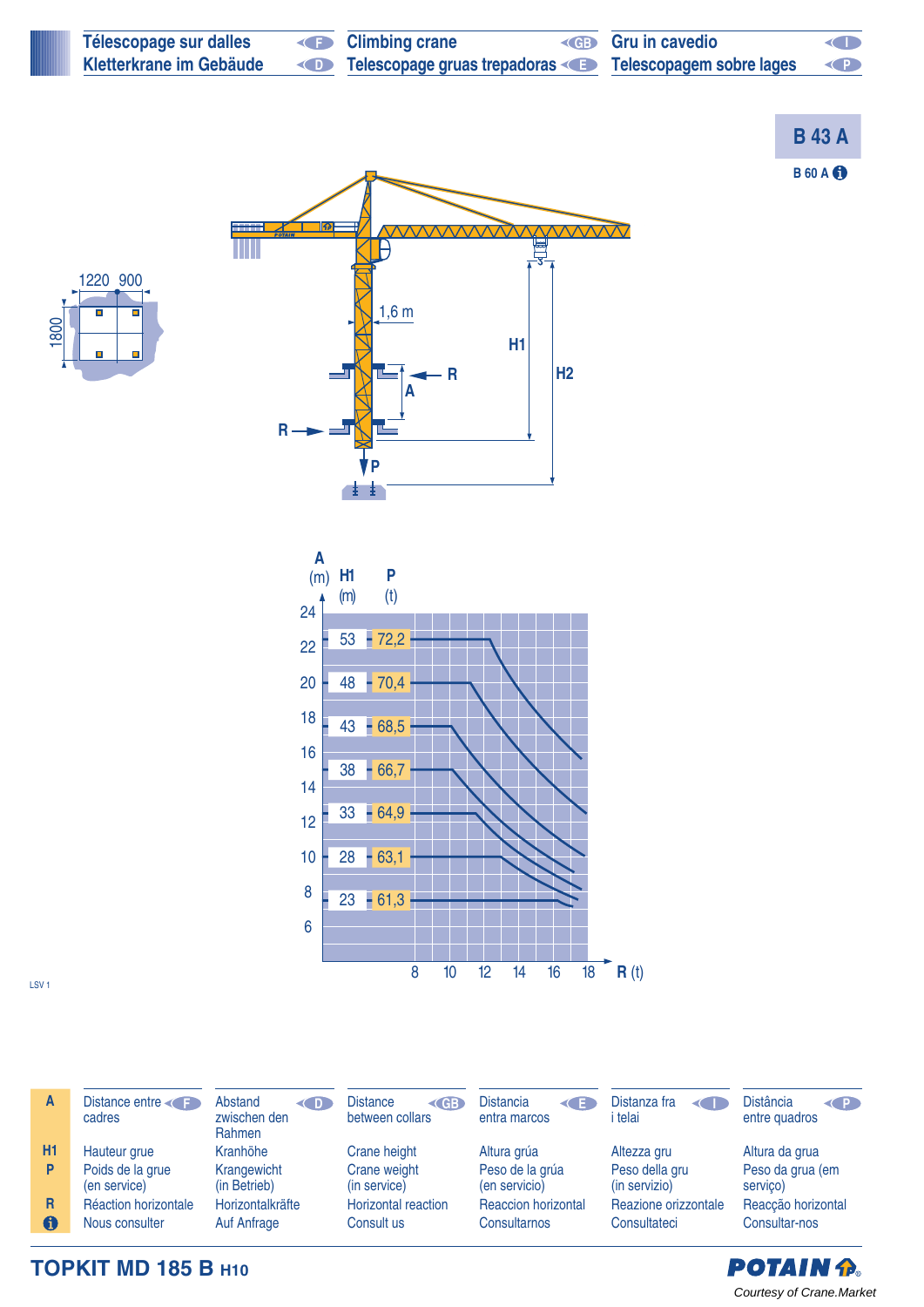| Télescopage sur dalles (F) | Climbing crane (GB) | Gru in cavedio (I) |
|---|---|---|
| Kletterkrane im Gebäude (D) | Telescopage gruas trepadoras (E) | Telescopagem sobre lages (P) |

## B 43 A

B 60 A ⓘ

1220 900

1800

1,6 m

H1 H2 R A R P

| A (m) | H1 (m) | P (t) |
|---|---|---|
| 22 | 53 | 72,2 |
| 20 | 48 | 70,4 |
| 18 | 43 | 68,5 |
| 16 | 38 | 66,7 |
| 12 | 33 | 64,9 |
| 10 | 28 | 63,1 |
| 8 | 23 | 61,3 |

R (t): 8 10 12 14 16 18

LSV 1

| | F | D | GB | E | I | P |
|---|---|---|---|---|---|---|
| A | Distance entre cadres | Abstand zwischen den Rahmen | Distance between collars | Distancia entra marcos | Distanza fra i telai | Distância entre quadros |
| H1 | Hauteur grue | Kranhöhe | Crane height | Altura grúa | Altezza gru | Altura da grua |
| P | Poids de la grue (en service) | Krangewicht (in Betrieb) | Crane weight (in service) | Peso de la grúa (en servicio) | Peso della gru (in servizio) | Peso da grua (em serviço) |
| R | Réaction horizontale | Horizontalkräfte | Horizontal reaction | Reaccion horizontal | Reazione orizzontale | Reacção horizontal |
| ⓘ | Nous consulter | Auf Anfrage | Consult us | Consultarnos | Consultateci | Consultar-nos |

**TOPKIT MD 185 B H10**

POTAIN

Courtesy of Crane.Market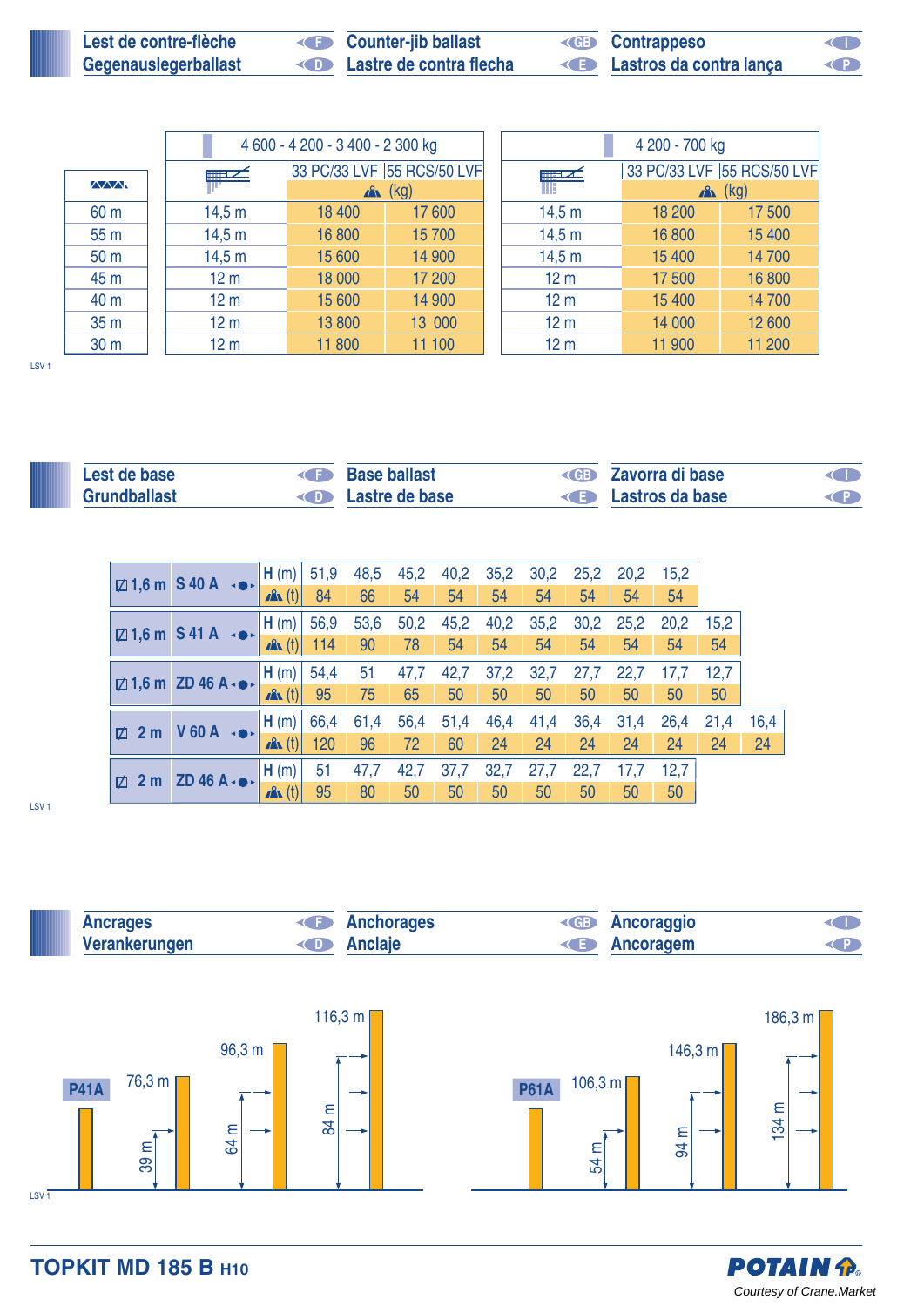## Lest de contre-flèche (F) / Counter-jib ballast (GB) / Contrappeso (I)
## Gegenauslegerballast (D) / Lastre de contra flecha (E) / Lastros da contra lança (P)

| | 4 600 - 4 200 - 3 400 - 2 300 kg | | | 4 200 - 700 kg | | |
|---|---|---|---|---|---|---|
| | | 33 PC/33 LVF | 55 RCS/50 LVF | | 33 PC/33 LVF | 55 RCS/50 LVF |
| | | (kg) | | | (kg) | |
| 60 m | 14,5 m | 18 400 | 17 600 | 14,5 m | 18 200 | 17 500 |
| 55 m | 14,5 m | 16 800 | 15 700 | 14,5 m | 16 800 | 15 400 |
| 50 m | 14,5 m | 15 600 | 14 900 | 14,5 m | 15 400 | 14 700 |
| 45 m | 12 m | 18 000 | 17 200 | 12 m | 17 500 | 16 800 |
| 40 m | 12 m | 15 600 | 14 900 | 12 m | 15 400 | 14 700 |
| 35 m | 12 m | 13 800 | 13 000 | 12 m | 14 000 | 12 600 |
| 30 m | 12 m | 11 800 | 11 100 | 12 m | 11 900 | 11 200 |

LSV 1

## Lest de base (F) / Base ballast (GB) / Zavorra di base (I)
## Grundballast (D) / Lastre de base (E) / Lastros da base (P)

| | | | | | | | | | | | | |
|---|---|---|---|---|---|---|---|---|---|---|---|---|
| 1,6 m | S 40 A | H (m) | 51,9 | 48,5 | 45,2 | 40,2 | 35,2 | 30,2 | 25,2 | 20,2 | 15,2 | |
| | | (t) | 84 | 66 | 54 | 54 | 54 | 54 | 54 | 54 | 54 | |
| 1,6 m | S 41 A | H (m) | 56,9 | 53,6 | 50,2 | 45,2 | 40,2 | 35,2 | 30,2 | 25,2 | 20,2 | 15,2 |
| | | (t) | 114 | 90 | 78 | 54 | 54 | 54 | 54 | 54 | 54 | 54 |
| 1,6 m | ZD 46 A | H (m) | 54,4 | 51 | 47,7 | 42,7 | 37,2 | 32,7 | 27,7 | 22,7 | 17,7 | 12,7 |
| | | (t) | 95 | 75 | 65 | 50 | 50 | 50 | 50 | 50 | 50 | 50 |
| 2 m | V 60 A | H (m) | 66,4 | 61,4 | 56,4 | 51,4 | 46,4 | 41,4 | 36,4 | 31,4 | 26,4 | 21,4 | 16,4 |
| | | (t) | 120 | 96 | 72 | 60 | 24 | 24 | 24 | 24 | 24 | 24 | 24 |
| 2 m | ZD 46 A | H (m) | 51 | 47,7 | 42,7 | 37,7 | 32,7 | 27,7 | 22,7 | 17,7 | 12,7 | |
| | | (t) | 95 | 80 | 50 | 50 | 50 | 50 | 50 | 50 | 50 | |

LSV 1

## Ancrages (F) / Anchorages (GB) / Ancoraggio (I)
## Verankerungen (D) / Anclaje (E) / Ancoragem (P)

P41A: 76,3 m (39 m) – 96,3 m (64 m) – 116,3 m (84 m)

P61A: 106,3 m (54 m) – 146,3 m (94 m) – 186,3 m (134 m)

LSV 1

TOPKIT MD 185 B H10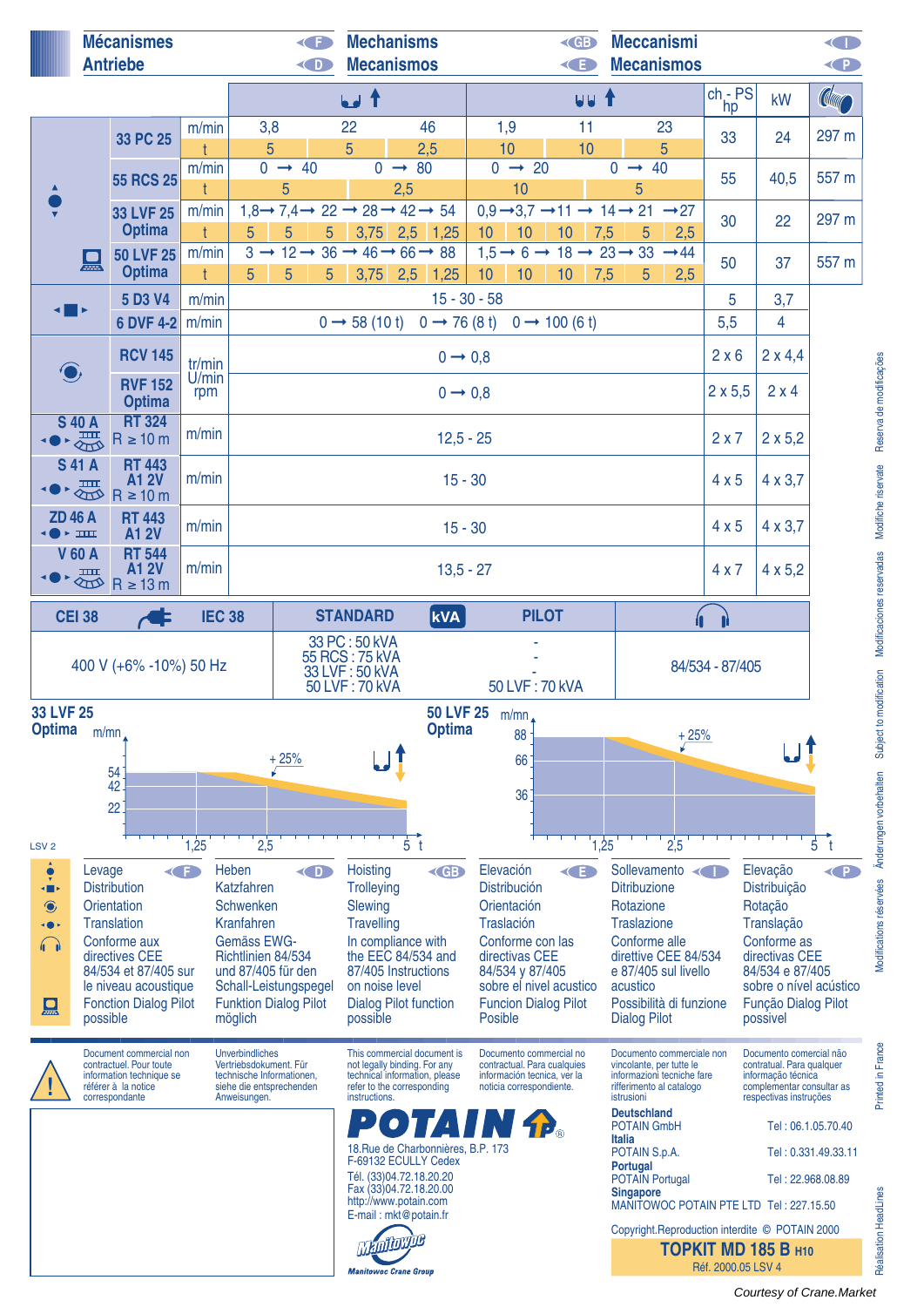# Mécanismes (F) / Mechanisms (GB) / Meccanismi (I)
# Antriebe (D) / Mecanismos (E) / Mecanismos (P)

| | | | Hoisting (2 falls) | | | Hoisting (4 falls) | | | ch - PS hp | kW | |
|---|---|---|---|---|---|---|---|---|---|---|---|
| Hoisting | 33 PC 25 | m/min | 3,8 | 22 | 46 | 1,9 | 11 | 23 | 33 | 24 | 297 m |
| | | t | 5 | 5 | 2,5 | 10 | 10 | 5 | | | |
| | 55 RCS 25 | m/min | 0 → 40 | | 0 → 80 | 0 → 20 | | 0 → 40 | 55 | 40,5 | 557 m |
| | | t | 5 | | 2,5 | 10 | | 5 | | | |
| | 33 LVF 25 Optima | m/min | 1,8→ 7,4→ 22 → 28 → 42 → 54 | | | 0,9 →3,7 →11 → 14 → 21 →27 | | | 30 | 22 | 297 m |
| | | t | 5 5 5 3,75 2,5 1,25 | | | 10 10 10 7,5 5 2,5 | | | | | |
| | 50 LVF 25 Optima | m/min | 3 → 12 → 36 → 46 → 66 → 88 | | | 1,5 → 6 → 18 → 23 → 33 →44 | | | 50 | 37 | 557 m |
| | | t | 5 5 5 3,75 2,5 1,25 | | | 10 10 10 7,5 5 2,5 | | | | | |
| Trolleying | 5 D3 V4 | m/min | 15 - 30 - 58 | | | | | | 5 | 3,7 | |
| | 6 DVF 4-2 | m/min | 0 → 58 (10 t) 0 → 76 (8 t) 0 → 100 (6 t) | | | | | | 5,5 | 4 | |
| Slewing | RCV 145 | tr/min U/min rpm | 0 → 0,8 | | | | | | 2 x 6 | 2 x 4,4 | |
| | RVF 152 Optima | | 0 → 0,8 | | | | | | 2 x 5,5 | 2 x 4 | |
| S 40 A | RT 324 R ≥ 10 m | m/min | 12,5 - 25 | | | | | | 2 x 7 | 2 x 5,2 | |
| S 41 A | RT 443 A1 2V R ≥ 10 m | m/min | 15 - 30 | | | | | | 4 x 5 | 4 x 3,7 | |
| ZD 46 A | RT 443 A1 2V | m/min | 15 - 30 | | | | | | 4 x 5 | 4 x 3,7 | |
| V 60 A | RT 544 A1 2V R ≥ 13 m | m/min | 13,5 - 27 | | | | | | 4 x 7 | 4 x 5,2 | |

| CEI 38 | IEC 38 | STANDARD kVA | PILOT | Noise |
|---|---|---|---|---|
| 400 V (+6% -10%) 50 Hz | | 33 PC : 50 kVA<br>55 RCS : 75 kVA<br>33 LVF : 50 kVA<br>50 LVF : 70 kVA | -<br>-<br>-<br>50 LVF : 70 kVA | 84/534 - 87/405 |

**33 LVF 25 Optima**

m/min
54
42
22
+ 25%
1,25
2,5
5 t

**50 LVF 25 Optima**

m/min
88
66
36
+ 25%
1,25
2,5
5 t

LSV 2

| F | D | GB | E | I | P |
|---|---|---|---|---|---|
| Levage | Heben | Hoisting | Elevación | Sollevamento | Elevação |
| Distribution | Katzfahren | Trolleying | Distribución | Ditribuzione | Distribuição |
| Orientation | Schwenken | Slewing | Orientación | Rotazione | Rotação |
| Translation | Kranfahren | Travelling | Traslación | Traslazione | Translação |
| Conforme aux directives CEE 84/534 et 87/405 sur le niveau acoustique | Gemäss EWG-Richtlinien 84/534 und 87/405 für den Schall-Leistungspegel | In compliance with the EEC 84/534 and 87/405 Instructions on noise level | Conforme con las directivas CEE 84/534 y 87/405 sobre el nivel acustico | Conforme alle direttive CEE 84/534 e 87/405 sul livello acustico | Conforme as directivas CEE 84/534 e 87/405 sobre o nível acústico |
| Fonction Dialog Pilot possible | Funktion Dialog Pilot möglich | Dialog Pilot function possible | Funcion Dialog Pilot Posible | Possibilità di funzione Dialog Pilot | Função Dialog Pilot possivel |

Document commercial non contractuel. Pour toute information technique se référer à la notice correspondante

Unverbindliches Vertriebsdokument. Für technische Informationen, siehe die entsprechenden Anweisungen.

This commercial document is not legally binding. For any technical information, please refer to the corresponding instructions.

Documento commercial no contractual. Para cualquiera información tecnica, ver la noticia correspondiente.

Documento commerciale non vincolante, per tutte le informazioni tecniche fare rifferimento al catalogo istruzioni

Documento comercial não contratual. Para qualquer informação técnica complementar consultar as respectivas instruções

**POTAIN**

18.Rue de Charbonnières, B.P. 173
F-69132 ECULLY Cedex
Tél. (33)04.72.18.20.20
Fax (33)04.72.18.20.00
http://www.potain.com
E-mail : mkt@potain.fr

Manitowoc Crane Group

**Deutschland**
POTAIN GmbH — Tel : 06.1.05.70.40
**Italia**
POTAIN S.p.A. — Tel : 0.331.49.33.11
**Portugal**
POTAIN Portugal — Tel : 22.968.08.89
**Singapore**
MANITOWOC POTAIN PTE LTD — Tel : 227.15.50

Copyright.Reproduction interdite © POTAIN 2000

**TOPKIT MD 185 B H10**
Réf. 2000.05 LSV 4

Modifications réservées — Änderungen vorbehalten — Subject to modification — Modificaciones reservadas — Modifiche riservate — Reserva de modificações

Printed in France

Réalisation HeadLines

Courtesy of Crane.Market